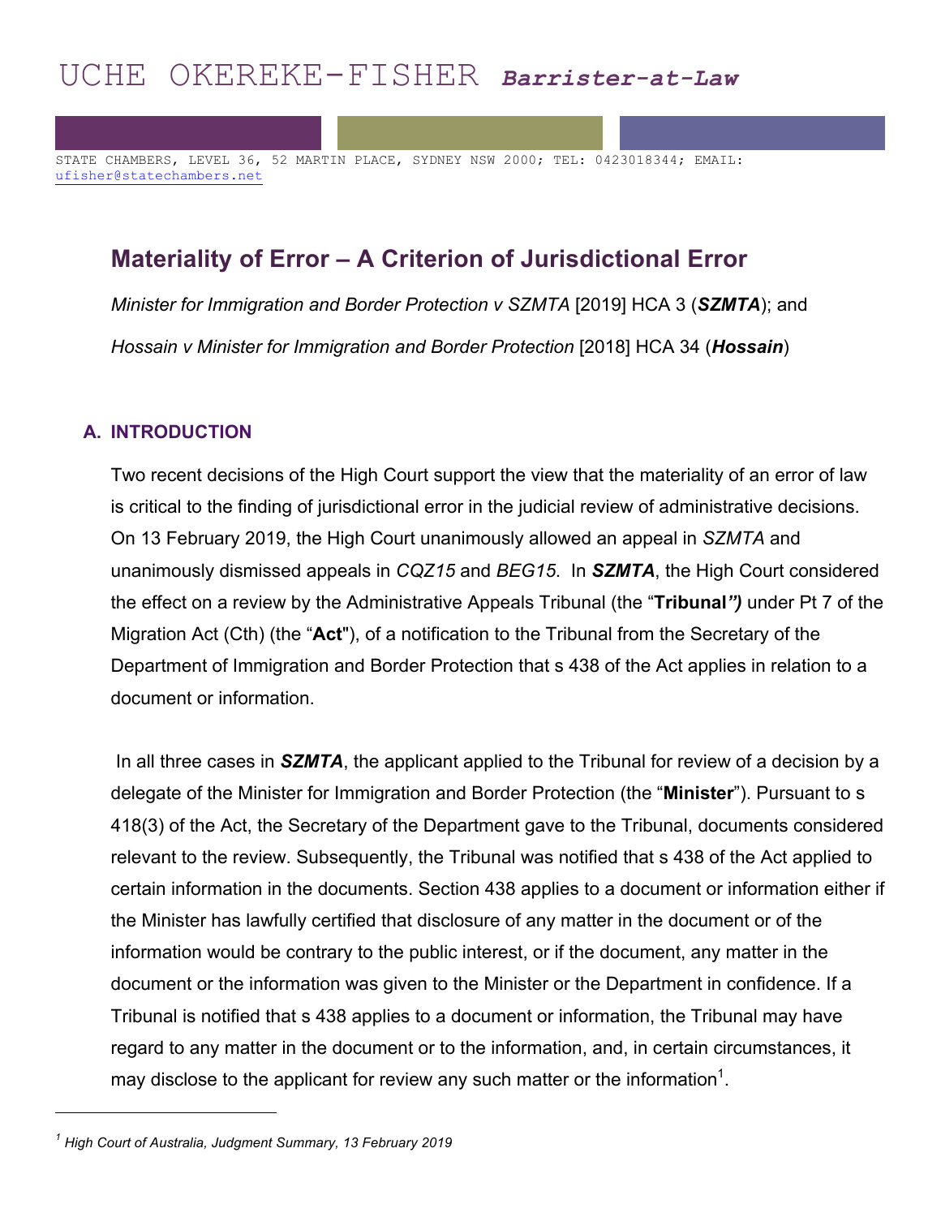# UCHE OKEREKE-FISHER ***Barrister-at-Law***

STATE CHAMBERS, LEVEL 36, 52 MARTIN PLACE, SYDNEY NSW 2000; TEL: 0423018344; EMAIL: ufisher@statechambers.net

## Materiality of Error – A Criterion of Jurisdictional Error

*Minister for Immigration and Border Protection v SZMTA* [2019] HCA 3 (***SZMTA***); and

*Hossain v Minister for Immigration and Border Protection* [2018] HCA 34 (***Hossain***)

### A. INTRODUCTION

Two recent decisions of the High Court support the view that the materiality of an error of law is critical to the finding of jurisdictional error in the judicial review of administrative decisions. On 13 February 2019, the High Court unanimously allowed an appeal in *SZMTA* and unanimously dismissed appeals in *CQZ15* and *BEG15*. In ***SZMTA***, the High Court considered the effect on a review by the Administrative Appeals Tribunal (the "**Tribunal***")* under Pt 7 of the Migration Act (Cth) (the "**Act**"), of a notification to the Tribunal from the Secretary of the Department of Immigration and Border Protection that s 438 of the Act applies in relation to a document or information.

In all three cases in ***SZMTA***, the applicant applied to the Tribunal for review of a decision by a delegate of the Minister for Immigration and Border Protection (the "**Minister**"). Pursuant to s 418(3) of the Act, the Secretary of the Department gave to the Tribunal, documents considered relevant to the review. Subsequently, the Tribunal was notified that s 438 of the Act applied to certain information in the documents. Section 438 applies to a document or information either if the Minister has lawfully certified that disclosure of any matter in the document or of the information would be contrary to the public interest, or if the document, any matter in the document or the information was given to the Minister or the Department in confidence. If a Tribunal is notified that s 438 applies to a document or information, the Tribunal may have regard to any matter in the document or to the information, and, in certain circumstances, it may disclose to the applicant for review any such matter or the information[1].

---

[1] *High Court of Australia, Judgment Summary, 13 February 2019*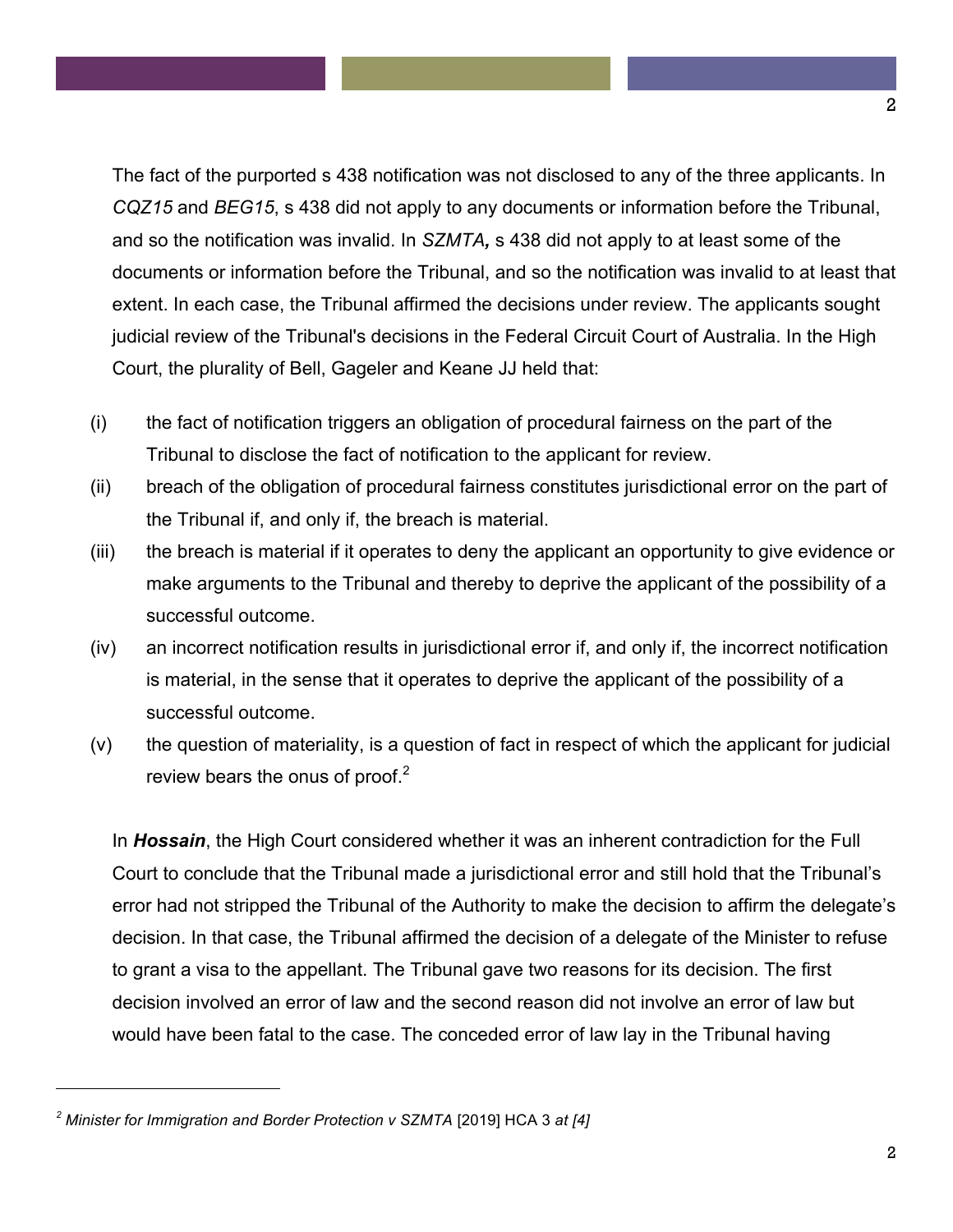The fact of the purported s 438 notification was not disclosed to any of the three applicants. In *CQZ15* and *BEG15*, s 438 did not apply to any documents or information before the Tribunal, and so the notification was invalid. In *SZMTA***,** s 438 did not apply to at least some of the documents or information before the Tribunal, and so the notification was invalid to at least that extent. In each case, the Tribunal affirmed the decisions under review. The applicants sought judicial review of the Tribunal's decisions in the Federal Circuit Court of Australia. In the High Court, the plurality of Bell, Gageler and Keane JJ held that:

(i) the fact of notification triggers an obligation of procedural fairness on the part of the Tribunal to disclose the fact of notification to the applicant for review.

(ii) breach of the obligation of procedural fairness constitutes jurisdictional error on the part of the Tribunal if, and only if, the breach is material.

(iii) the breach is material if it operates to deny the applicant an opportunity to give evidence or make arguments to the Tribunal and thereby to deprive the applicant of the possibility of a successful outcome.

(iv) an incorrect notification results in jurisdictional error if, and only if, the incorrect notification is material, in the sense that it operates to deprive the applicant of the possibility of a successful outcome.

(v) the question of materiality, is a question of fact in respect of which the applicant for judicial review bears the onus of proof.[2]

In ***Hossain***, the High Court considered whether it was an inherent contradiction for the Full Court to conclude that the Tribunal made a jurisdictional error and still hold that the Tribunal's error had not stripped the Tribunal of the Authority to make the decision to affirm the delegate's decision. In that case, the Tribunal affirmed the decision of a delegate of the Minister to refuse to grant a visa to the appellant. The Tribunal gave two reasons for its decision. The first decision involved an error of law and the second reason did not involve an error of law but would have been fatal to the case. The conceded error of law lay in the Tribunal having

---

[2] *Minister for Immigration and Border Protection v SZMTA* [2019] HCA 3 *at [4]*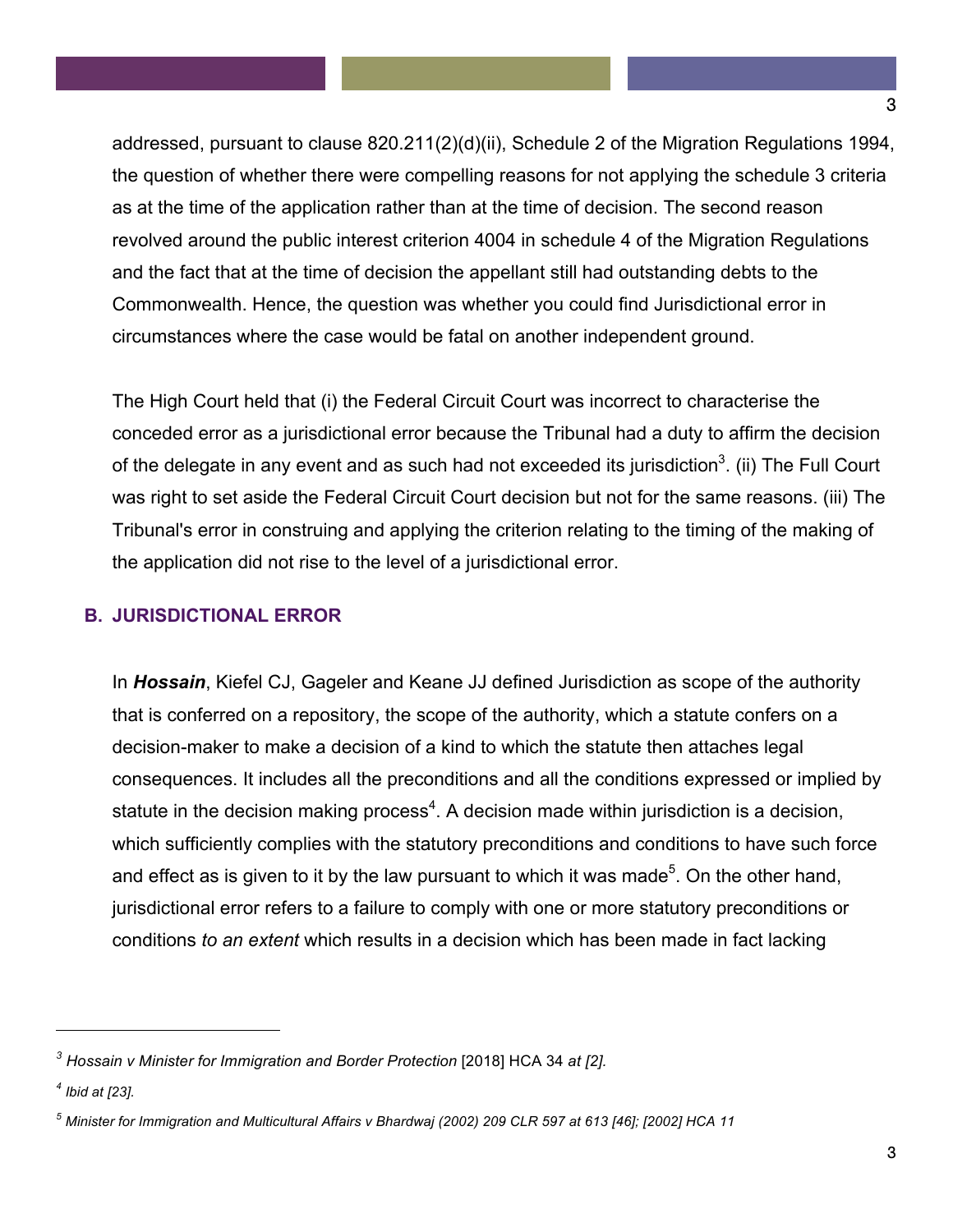addressed, pursuant to clause 820.211(2)(d)(ii), Schedule 2 of the Migration Regulations 1994, the question of whether there were compelling reasons for not applying the schedule 3 criteria as at the time of the application rather than at the time of decision. The second reason revolved around the public interest criterion 4004 in schedule 4 of the Migration Regulations and the fact that at the time of decision the appellant still had outstanding debts to the Commonwealth. Hence, the question was whether you could find Jurisdictional error in circumstances where the case would be fatal on another independent ground.

The High Court held that (i) the Federal Circuit Court was incorrect to characterise the conceded error as a jurisdictional error because the Tribunal had a duty to affirm the decision of the delegate in any event and as such had not exceeded its jurisdiction[3]. (ii) The Full Court was right to set aside the Federal Circuit Court decision but not for the same reasons. (iii) The Tribunal's error in construing and applying the criterion relating to the timing of the making of the application did not rise to the level of a jurisdictional error.

### B. JURISDICTIONAL ERROR

In ***Hossain***, Kiefel CJ, Gageler and Keane JJ defined Jurisdiction as scope of the authority that is conferred on a repository, the scope of the authority, which a statute confers on a decision-maker to make a decision of a kind to which the statute then attaches legal consequences. It includes all the preconditions and all the conditions expressed or implied by statute in the decision making process[4]. A decision made within jurisdiction is a decision, which sufficiently complies with the statutory preconditions and conditions to have such force and effect as is given to it by the law pursuant to which it was made[5]. On the other hand, jurisdictional error refers to a failure to comply with one or more statutory preconditions or conditions *to an extent* which results in a decision which has been made in fact lacking

---

[3] *Hossain v Minister for Immigration and Border Protection* [2018] HCA 34 *at [2].*

[4] *Ibid at [23].*

[5] *Minister for Immigration and Multicultural Affairs v Bhardwaj (2002) 209 CLR 597 at 613 [46]; [2002] HCA 11*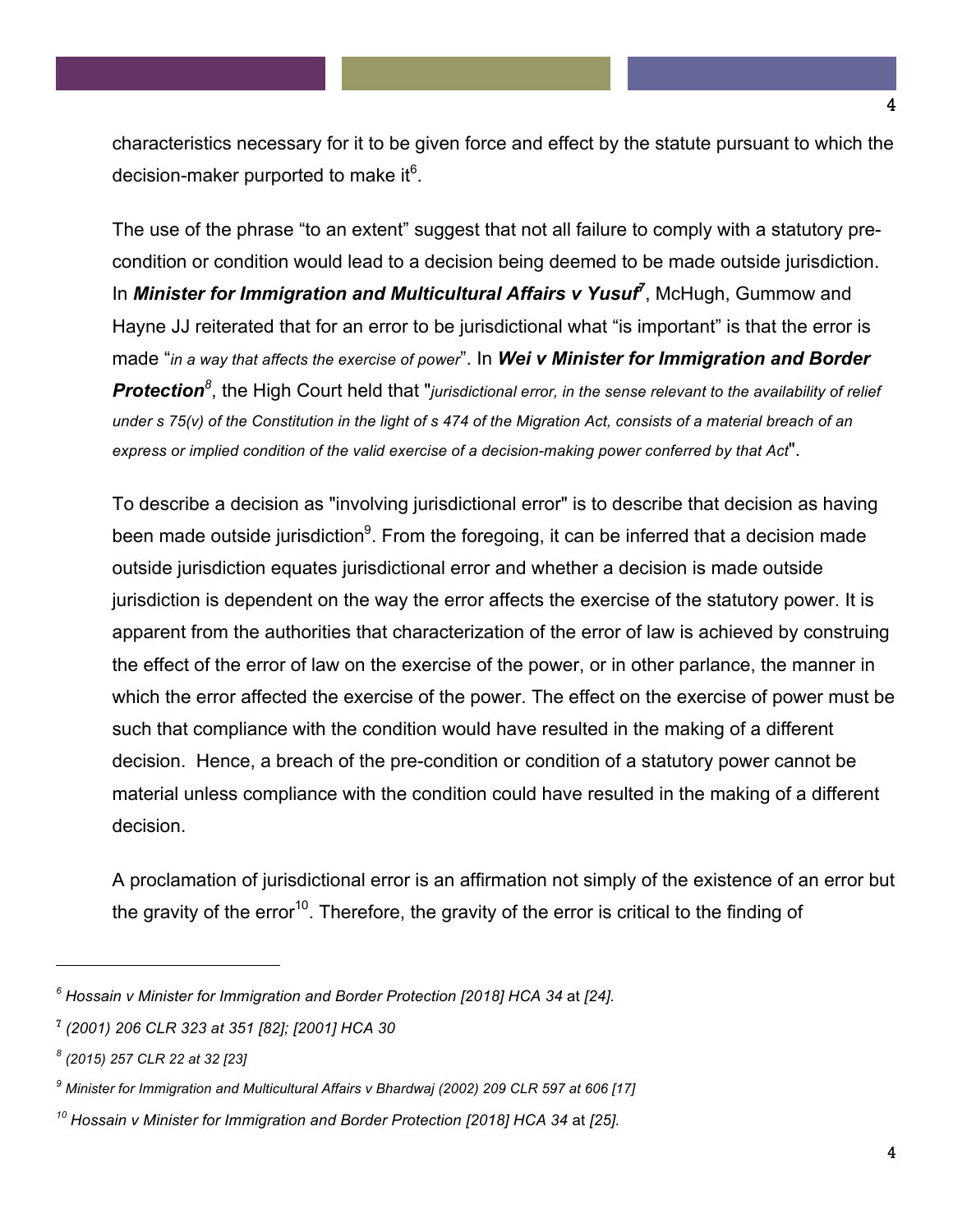characteristics necessary for it to be given force and effect by the statute pursuant to which the decision-maker purported to make it[6].

The use of the phrase "to an extent" suggest that not all failure to comply with a statutory pre-condition or condition would lead to a decision being deemed to be made outside jurisdiction. In ***Minister for Immigration and Multicultural Affairs v Yusuf***[7], McHugh, Gummow and Hayne JJ reiterated that for an error to be jurisdictional what "is important" is that the error is made "*in a way that affects the exercise of power*". In ***Wei v Minister for Immigration and Border Protection***[8], the High Court held that "*jurisdictional error, in the sense relevant to the availability of relief under s 75(v) of the Constitution in the light of s 474 of the Migration Act, consists of a material breach of an express or implied condition of the valid exercise of a decision-making power conferred by that Act*".

To describe a decision as "involving jurisdictional error" is to describe that decision as having been made outside jurisdiction[9]. From the foregoing, it can be inferred that a decision made outside jurisdiction equates jurisdictional error and whether a decision is made outside jurisdiction is dependent on the way the error affects the exercise of the statutory power. It is apparent from the authorities that characterization of the error of law is achieved by construing the effect of the error of law on the exercise of the power, or in other parlance, the manner in which the error affected the exercise of the power. The effect on the exercise of power must be such that compliance with the condition would have resulted in the making of a different decision. Hence, a breach of the pre-condition or condition of a statutory power cannot be material unless compliance with the condition could have resulted in the making of a different decision.

A proclamation of jurisdictional error is an affirmation not simply of the existence of an error but the gravity of the error[10]. Therefore, the gravity of the error is critical to the finding of

---

[6] *Hossain v Minister for Immigration and Border Protection [2018] HCA 34* at *[24].*

[7] *(2001) 206 CLR 323 at 351 [82]; [2001] HCA 30*

[8] *(2015) 257 CLR 22 at 32 [23]*

[9] *Minister for Immigration and Multicultural Affairs v Bhardwaj (2002) 209 CLR 597 at 606 [17]*

[10] *Hossain v Minister for Immigration and Border Protection [2018] HCA 34* at *[25].*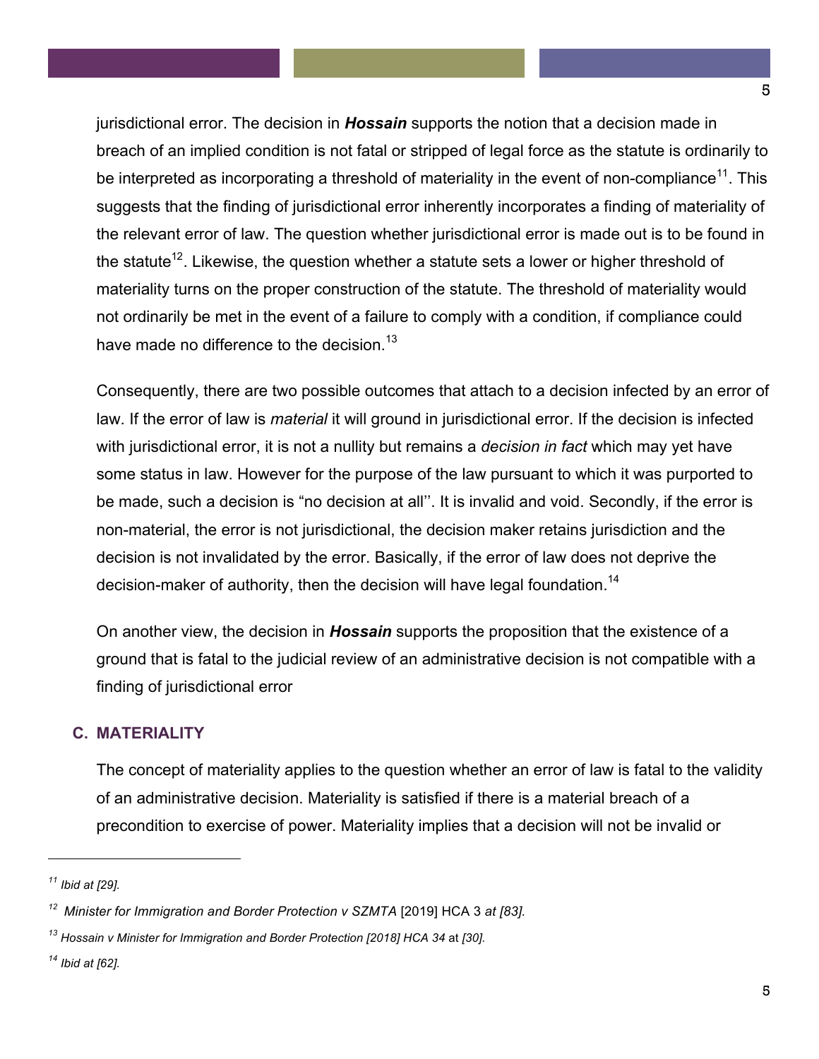jurisdictional error. The decision in ***Hossain*** supports the notion that a decision made in breach of an implied condition is not fatal or stripped of legal force as the statute is ordinarily to be interpreted as incorporating a threshold of materiality in the event of non-compliance[11]. This suggests that the finding of jurisdictional error inherently incorporates a finding of materiality of the relevant error of law. The question whether jurisdictional error is made out is to be found in the statute[12]. Likewise, the question whether a statute sets a lower or higher threshold of materiality turns on the proper construction of the statute. The threshold of materiality would not ordinarily be met in the event of a failure to comply with a condition, if compliance could have made no difference to the decision.[13]

Consequently, there are two possible outcomes that attach to a decision infected by an error of law. If the error of law is *material* it will ground in jurisdictional error. If the decision is infected with jurisdictional error, it is not a nullity but remains a *decision in fact* which may yet have some status in law. However for the purpose of the law pursuant to which it was purported to be made, such a decision is "no decision at all''. It is invalid and void. Secondly, if the error is non-material, the error is not jurisdictional, the decision maker retains jurisdiction and the decision is not invalidated by the error. Basically, if the error of law does not deprive the decision-maker of authority, then the decision will have legal foundation.[14]

On another view, the decision in ***Hossain*** supports the proposition that the existence of a ground that is fatal to the judicial review of an administrative decision is not compatible with a finding of jurisdictional error

## C. MATERIALITY

The concept of materiality applies to the question whether an error of law is fatal to the validity of an administrative decision. Materiality is satisfied if there is a material breach of a precondition to exercise of power. Materiality implies that a decision will not be invalid or

---

[11] *Ibid at [29].*

[12] *Minister for Immigration and Border Protection v SZMTA* [2019] HCA 3 *at [83].*

[13] *Hossain v Minister for Immigration and Border Protection [2018] HCA 34* at *[30].*

[14] *Ibid at [62].*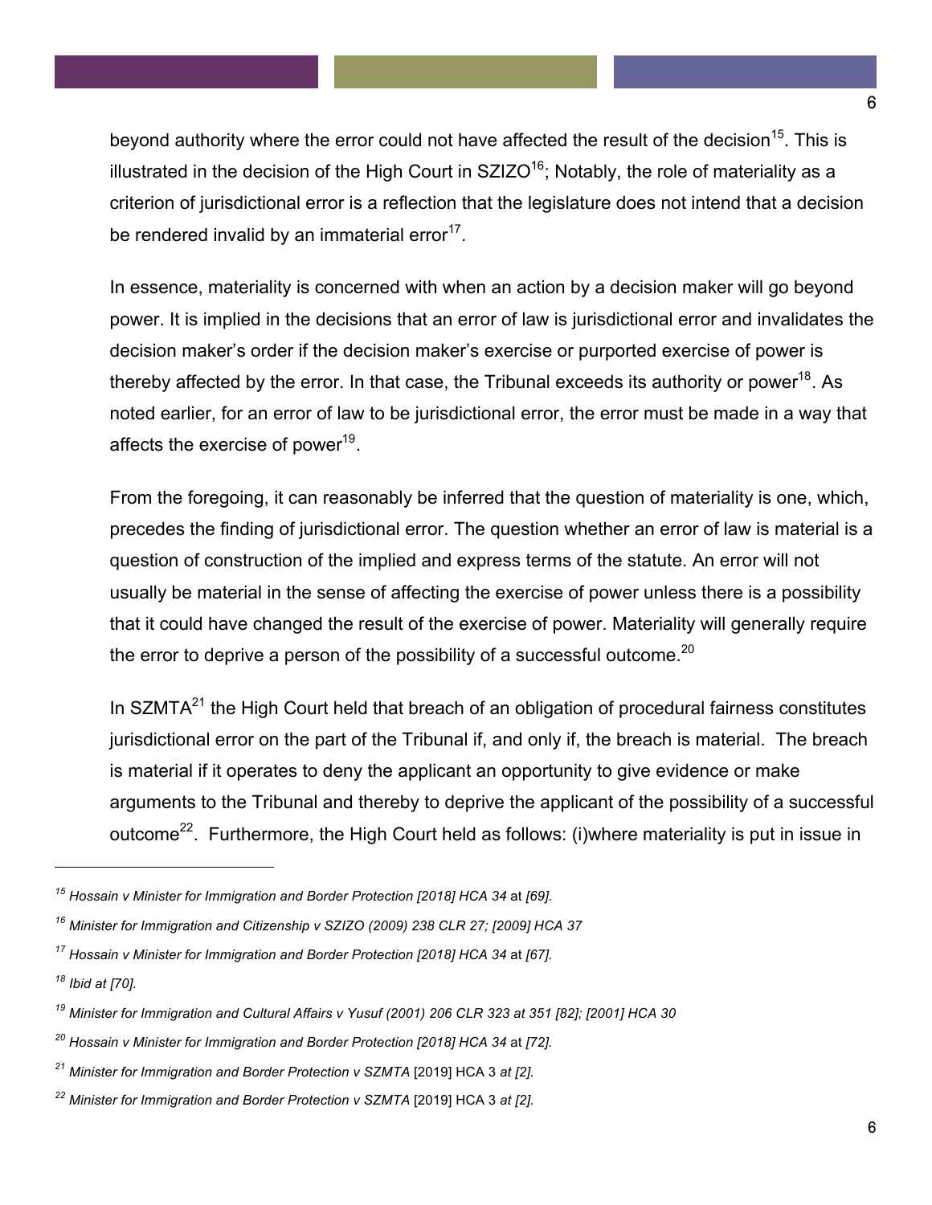beyond authority where the error could not have affected the result of the decision[15]. This is illustrated in the decision of the High Court in SZIZO[16]; Notably, the role of materiality as a criterion of jurisdictional error is a reflection that the legislature does not intend that a decision be rendered invalid by an immaterial error[17].

In essence, materiality is concerned with when an action by a decision maker will go beyond power. It is implied in the decisions that an error of law is jurisdictional error and invalidates the decision maker's order if the decision maker's exercise or purported exercise of power is thereby affected by the error. In that case, the Tribunal exceeds its authority or power[18]. As noted earlier, for an error of law to be jurisdictional error, the error must be made in a way that affects the exercise of power[19].

From the foregoing, it can reasonably be inferred that the question of materiality is one, which, precedes the finding of jurisdictional error. The question whether an error of law is material is a question of construction of the implied and express terms of the statute. An error will not usually be material in the sense of affecting the exercise of power unless there is a possibility that it could have changed the result of the exercise of power. Materiality will generally require the error to deprive a person of the possibility of a successful outcome.[20]

In SZMTA[21] the High Court held that breach of an obligation of procedural fairness constitutes jurisdictional error on the part of the Tribunal if, and only if, the breach is material. The breach is material if it operates to deny the applicant an opportunity to give evidence or make arguments to the Tribunal and thereby to deprive the applicant of the possibility of a successful outcome[22]. Furthermore, the High Court held as follows: (i)where materiality is put in issue in

---

[15] *Hossain v Minister for Immigration and Border Protection [2018] HCA 34* at *[69].*

[16] *Minister for Immigration and Citizenship v SZIZO (2009) 238 CLR 27; [2009] HCA 37*

[17] *Hossain v Minister for Immigration and Border Protection [2018] HCA 34* at *[67].*

[18] *Ibid at [70].*

[19] *Minister for Immigration and Cultural Affairs v Yusuf (2001) 206 CLR 323 at 351 [82]; [2001] HCA 30*

[20] *Hossain v Minister for Immigration and Border Protection [2018] HCA 34* at *[72].*

[21] *Minister for Immigration and Border Protection v SZMTA* [2019] HCA 3 *at [2].*

[22] *Minister for Immigration and Border Protection v SZMTA* [2019] HCA 3 *at [2].*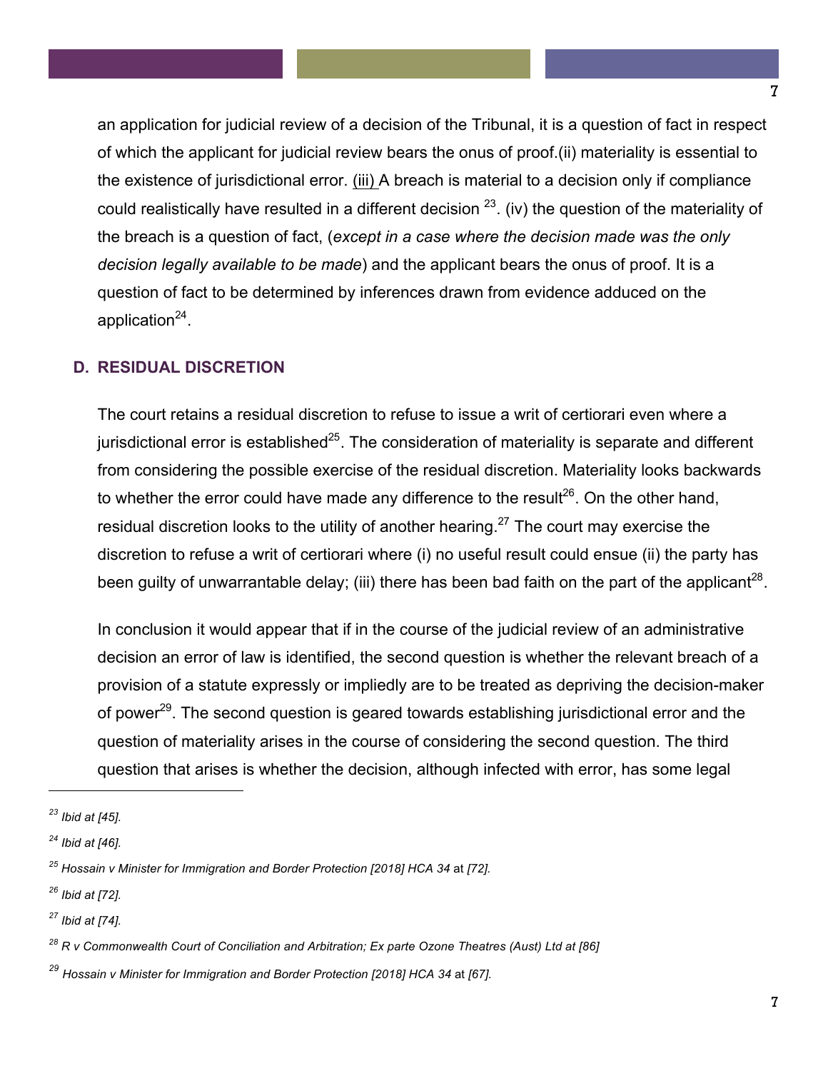an application for judicial review of a decision of the Tribunal, it is a question of fact in respect of which the applicant for judicial review bears the onus of proof.(ii) materiality is essential to the existence of jurisdictional error. (iii) A breach is material to a decision only if compliance could realistically have resulted in a different decision [23]. (iv) the question of the materiality of the breach is a question of fact, (*except in a case where the decision made was the only decision legally available to be made*) and the applicant bears the onus of proof. It is a question of fact to be determined by inferences drawn from evidence adduced on the application[24].

## D. RESIDUAL DISCRETION

The court retains a residual discretion to refuse to issue a writ of certiorari even where a jurisdictional error is established[25]. The consideration of materiality is separate and different from considering the possible exercise of the residual discretion. Materiality looks backwards to whether the error could have made any difference to the result[26]. On the other hand, residual discretion looks to the utility of another hearing.[27] The court may exercise the discretion to refuse a writ of certiorari where (i) no useful result could ensue (ii) the party has been guilty of unwarrantable delay; (iii) there has been bad faith on the part of the applicant[28].

In conclusion it would appear that if in the course of the judicial review of an administrative decision an error of law is identified, the second question is whether the relevant breach of a provision of a statute expressly or impliedly are to be treated as depriving the decision-maker of power[29]. The second question is geared towards establishing jurisdictional error and the question of materiality arises in the course of considering the second question. The third question that arises is whether the decision, although infected with error, has some legal

---

[23] *Ibid at [45].*

[24] *Ibid at [46].*

[25] *Hossain v Minister for Immigration and Border Protection [2018] HCA 34* at *[72].*

[26] *Ibid at [72].*

[27] *Ibid at [74].*

[28] *R v Commonwealth Court of Conciliation and Arbitration; Ex parte Ozone Theatres (Aust) Ltd at [86]*

[29] *Hossain v Minister for Immigration and Border Protection [2018] HCA 34* at *[67].*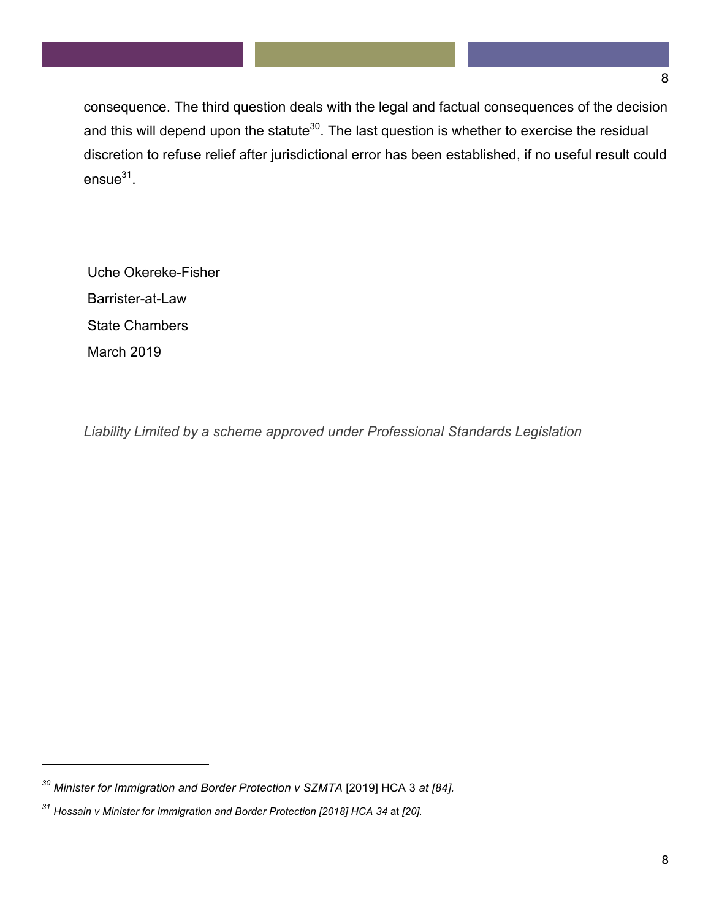consequence. The third question deals with the legal and factual consequences of the decision and this will depend upon the statute[30]. The last question is whether to exercise the residual discretion to refuse relief after jurisdictional error has been established, if no useful result could ensue[31].

Uche Okereke-Fisher

Barrister-at-Law

State Chambers

March 2019

*Liability Limited by a scheme approved under Professional Standards Legislation*

---

[30] *Minister for Immigration and Border Protection v SZMTA* [2019] HCA 3 *at [84].*

[31] *Hossain v Minister for Immigration and Border Protection [2018] HCA 34* at *[20].*